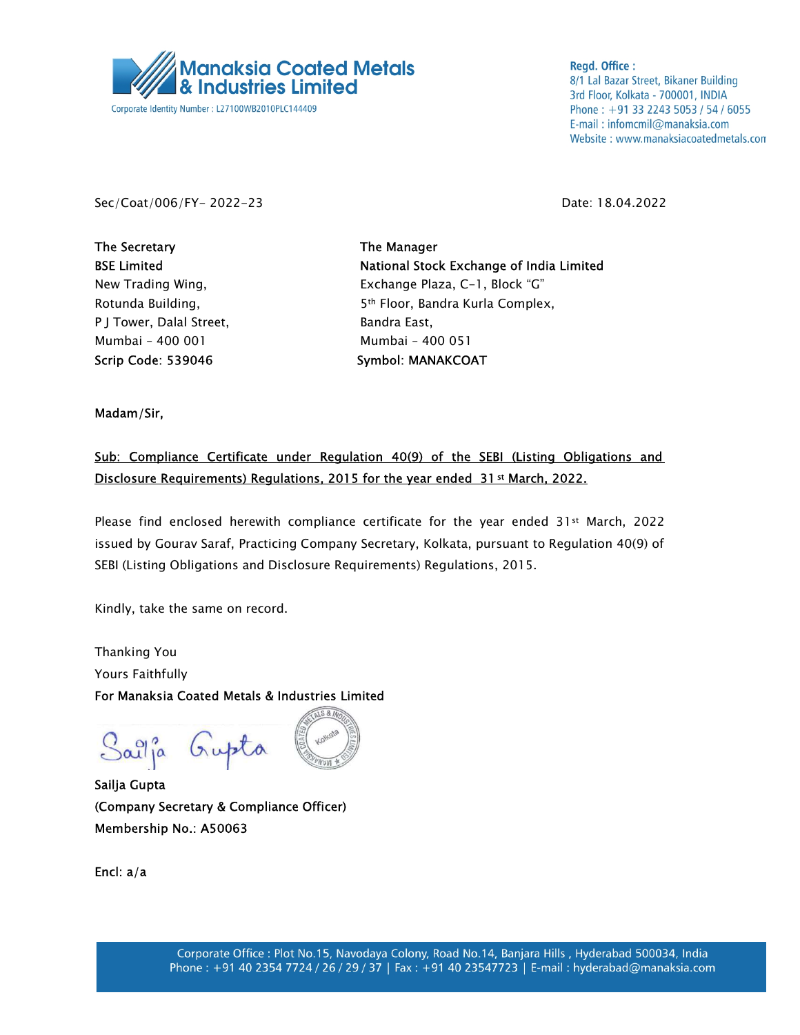# Manaksia Coated Metals & Industries Limited

Corporate Identity Number : L27100WB2010PLC144409

**Regd. Office :**
8/1 Lal Bazar Street, Bikaner Building
3rd Floor, Kolkata - 700001, INDIA
Phone : +91 33 2243 5053 / 54 / 6055
E-mail : infomcmil@manaksia.com
Website : www.manaksiacoatedmetals.com

Sec/Coat/006/FY- 2022-23

Date: 18.04.2022

**The Secretary**
**BSE Limited**
New Trading Wing,
Rotunda Building,
P J Tower, Dalal Street,
Mumbai – 400 001
**Scrip Code**: 539046

**The Manager**
**National Stock Exchange of India Limited**
Exchange Plaza, C-1, Block "G"
5th Floor, Bandra Kurla Complex,
Bandra East,
Mumbai – 400 051
Symbol: MANAKCOAT

**Madam/Sir,**

**Sub: Compliance Certificate under Regulation 40(9) of the SEBI (Listing Obligations and Disclosure Requirements) Regulations, 2015 for the year ended 31st March, 2022.**

Please find enclosed herewith compliance certificate for the year ended 31st March, 2022 issued by Gourav Saraf, Practicing Company Secretary, Kolkata, pursuant to Regulation 40(9) of SEBI (Listing Obligations and Disclosure Requirements) Regulations, 2015.

Kindly, take the same on record.

Thanking You
Yours Faithfully
**For Manaksia Coated Metals & Industries Limited**

Sailja Gupta

**Sailja Gupta**
**(Company Secretary & Compliance Officer)**
**Membership No.: A50063**

**Encl**: a/a

Corporate Office : Plot No.15, Navodaya Colony, Road No.14, Banjara Hills , Hyderabad 500034, India
Phone : +91 40 2354 7724 / 26 / 29 / 37 | Fax : +91 40 23547723 | E-mail : hyderabad@manaksia.com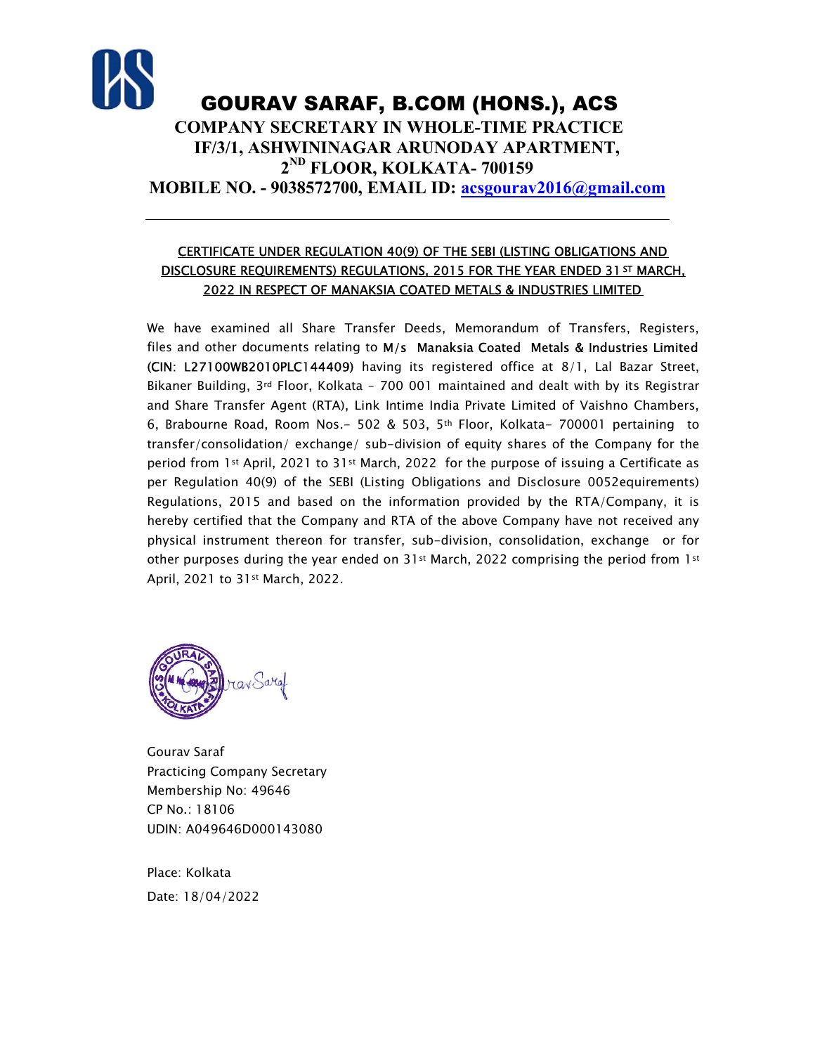# GOURAV SARAF, B.COM (HONS.), ACS

**COMPANY SECRETARY IN WHOLE-TIME PRACTICE**
**IF/3/1, ASHWININAGAR ARUNODAY APARTMENT,**
**2ND FLOOR, KOLKATA- 700159**
**MOBILE NO. - 9038572700, EMAIL ID: acsgourav2016@gmail.com**

---

## CERTIFICATE UNDER REGULATION 40(9) OF THE SEBI (LISTING OBLIGATIONS AND DISCLOSURE REQUIREMENTS) REGULATIONS, 2015 FOR THE YEAR ENDED 31ST MARCH, 2022 IN RESPECT OF MANAKSIA COATED METALS & INDUSTRIES LIMITED

We have examined all Share Transfer Deeds, Memorandum of Transfers, Registers, files and other documents relating to **M/s Manaksia Coated Metals & Industries Limited (CIN: L27100WB2010PLC144409)** having its registered office at 8/1, Lal Bazar Street, Bikaner Building, 3rd Floor, Kolkata – 700 001 maintained and dealt with by its Registrar and Share Transfer Agent (RTA), Link Intime India Private Limited of Vaishno Chambers, 6, Brabourne Road, Room Nos.- 502 & 503, 5th Floor, Kolkata- 700001 pertaining to transfer/consolidation/ exchange/ sub-division of equity shares of the Company for the period from 1st April, 2021 to 31st March, 2022 for the purpose of issuing a Certificate as per Regulation 40(9) of the SEBI (Listing Obligations and Disclosure 0052equirements) Regulations, 2015 and based on the information provided by the RTA/Company, it is hereby certified that the Company and RTA of the above Company have not received any physical instrument thereon for transfer, sub-division, consolidation, exchange or for other purposes during the year ended on 31st March, 2022 comprising the period from 1st April, 2021 to 31st March, 2022.

Gourav Saraf
Practicing Company Secretary
Membership No: 49646
CP No.: 18106
UDIN: A049646D000143080

Place: Kolkata
Date: 18/04/2022